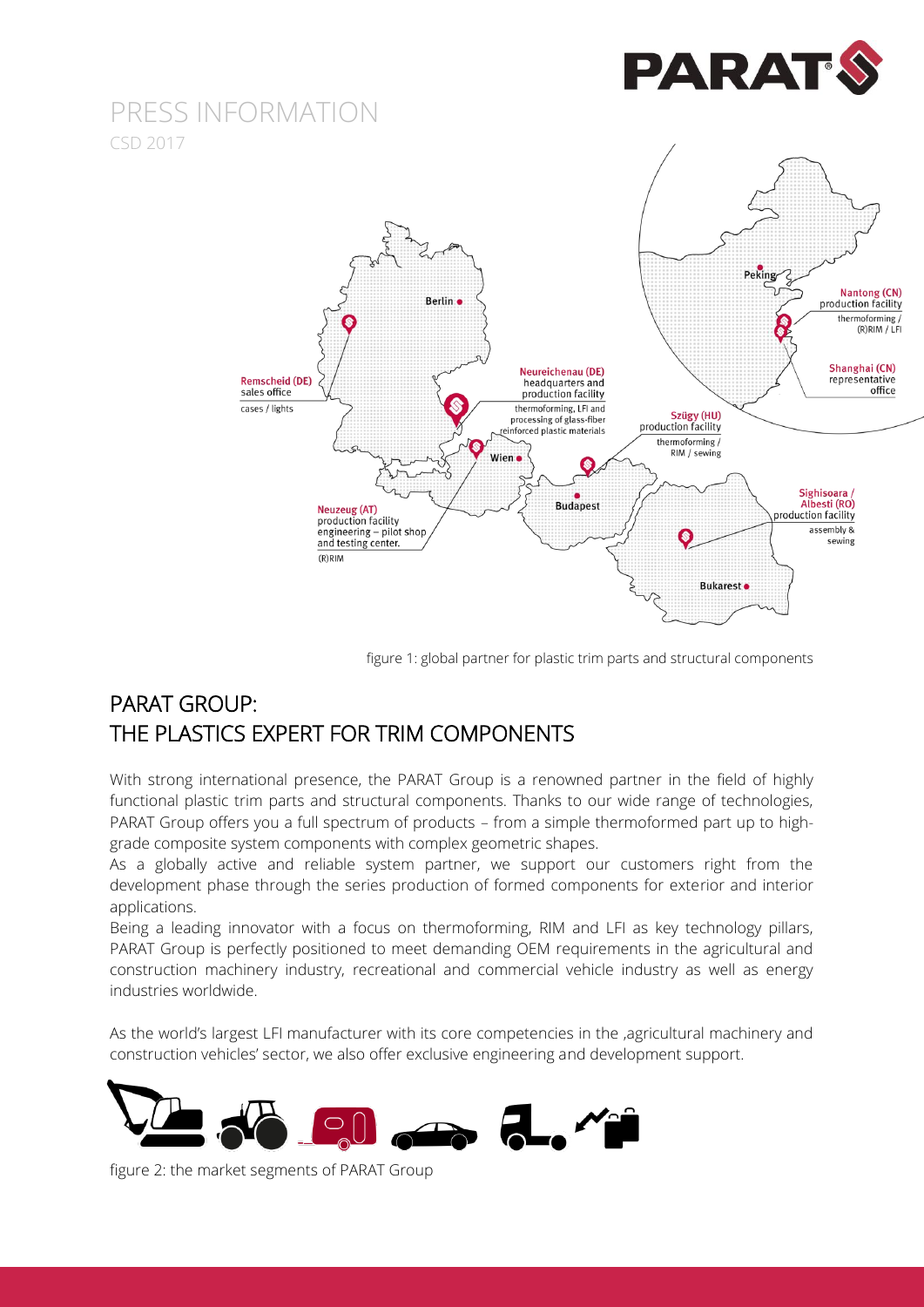# PRESS INFORMATION

CSD 2017

figure 1: global partner for plastic trim parts and structural components

## PARAT GROUP: THE PLASTICS EXPERT FOR TRIM COMPONENTS

With strong international presence, the PARAT Group is a renowned partner in the field of highly functional plastic trim parts and structural components. Thanks to our wide range of technologies, PARAT Group offers you a full spectrum of products – from a simple thermoformed part up to high-grade composite system components with complex geometric shapes.

As a globally active and reliable system partner, we support our customers right from the development phase through the series production of formed components for exterior and interior applications.

Being a leading innovator with a focus on thermoforming, RIM and LFI as key technology pillars, PARAT Group is perfectly positioned to meet demanding OEM requirements in the agricultural and construction machinery industry, recreational and commercial vehicle industry as well as energy industries worldwide.

As the world's largest LFI manufacturer with its core competencies in the ‚agricultural machinery and construction vehicles' sector, we also offer exclusive engineering and development support.

figure 2: the market segments of PARAT Group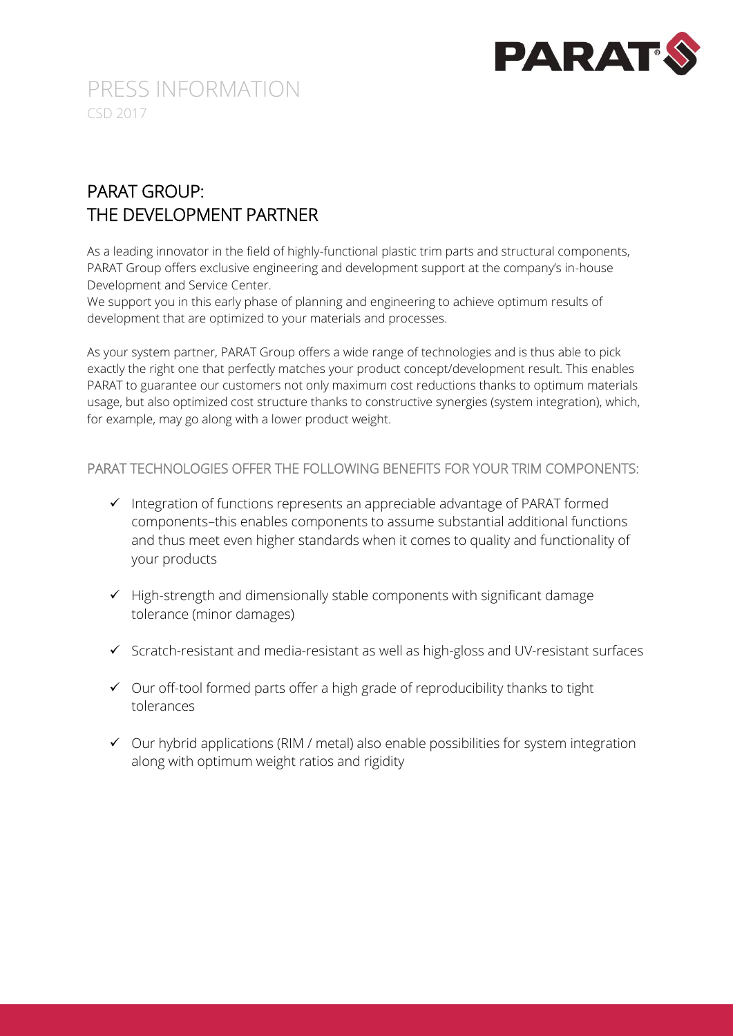# PRESS INFORMATION

CSD 2017

## PARAT GROUP: THE DEVELOPMENT PARTNER

As a leading innovator in the field of highly-functional plastic trim parts and structural components, PARAT Group offers exclusive engineering and development support at the company's in-house Development and Service Center.
We support you in this early phase of planning and engineering to achieve optimum results of development that are optimized to your materials and processes.

As your system partner, PARAT Group offers a wide range of technologies and is thus able to pick exactly the right one that perfectly matches your product concept/development result. This enables PARAT to guarantee our customers not only maximum cost reductions thanks to optimum materials usage, but also optimized cost structure thanks to constructive synergies (system integration), which, for example, may go along with a lower product weight.

### PARAT TECHNOLOGIES OFFER THE FOLLOWING BENEFITS FOR YOUR TRIM COMPONENTS:

- ✓ Integration of functions represents an appreciable advantage of PARAT formed components–this enables components to assume substantial additional functions and thus meet even higher standards when it comes to quality and functionality of your products
- ✓ High-strength and dimensionally stable components with significant damage tolerance (minor damages)
- ✓ Scratch-resistant and media-resistant as well as high-gloss and UV-resistant surfaces
- ✓ Our off-tool formed parts offer a high grade of reproducibility thanks to tight tolerances
- ✓ Our hybrid applications (RIM / metal) also enable possibilities for system integration along with optimum weight ratios and rigidity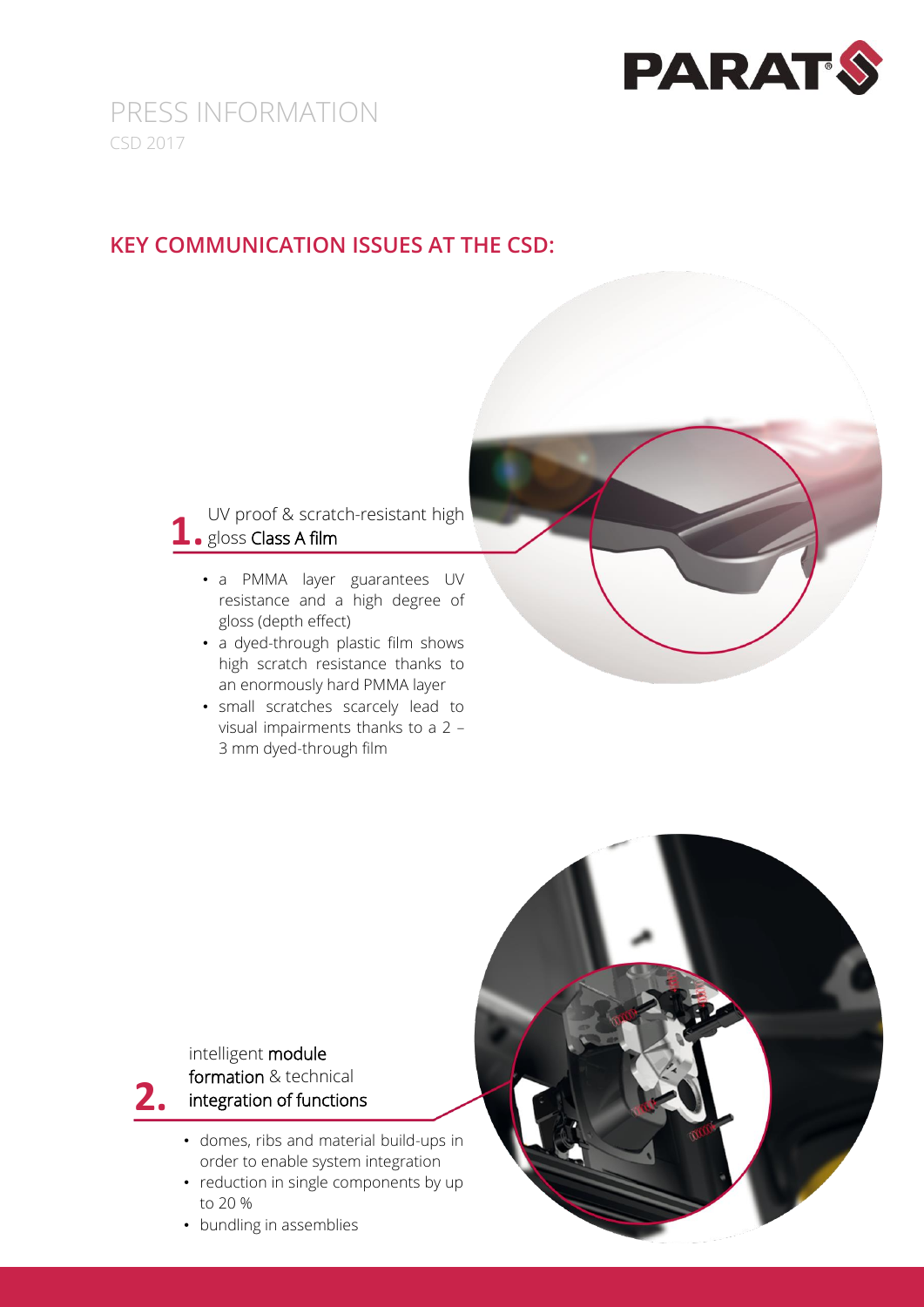# PRESS INFORMATION

CSD 2017

## KEY COMMUNICATION ISSUES AT THE CSD:

### 1. UV proof & scratch-resistant high gloss **Class A film**

- a PMMA layer guarantees UV resistance and a high degree of gloss (depth effect)
- a dyed-through plastic film shows high scratch resistance thanks to an enormously hard PMMA layer
- small scratches scarcely lead to visual impairments thanks to a 2 – 3 mm dyed-through film

### 2. intelligent **module formation** & technical **integration of functions**

- domes, ribs and material build-ups in order to enable system integration
- reduction in single components by up to 20 %
- bundling in assemblies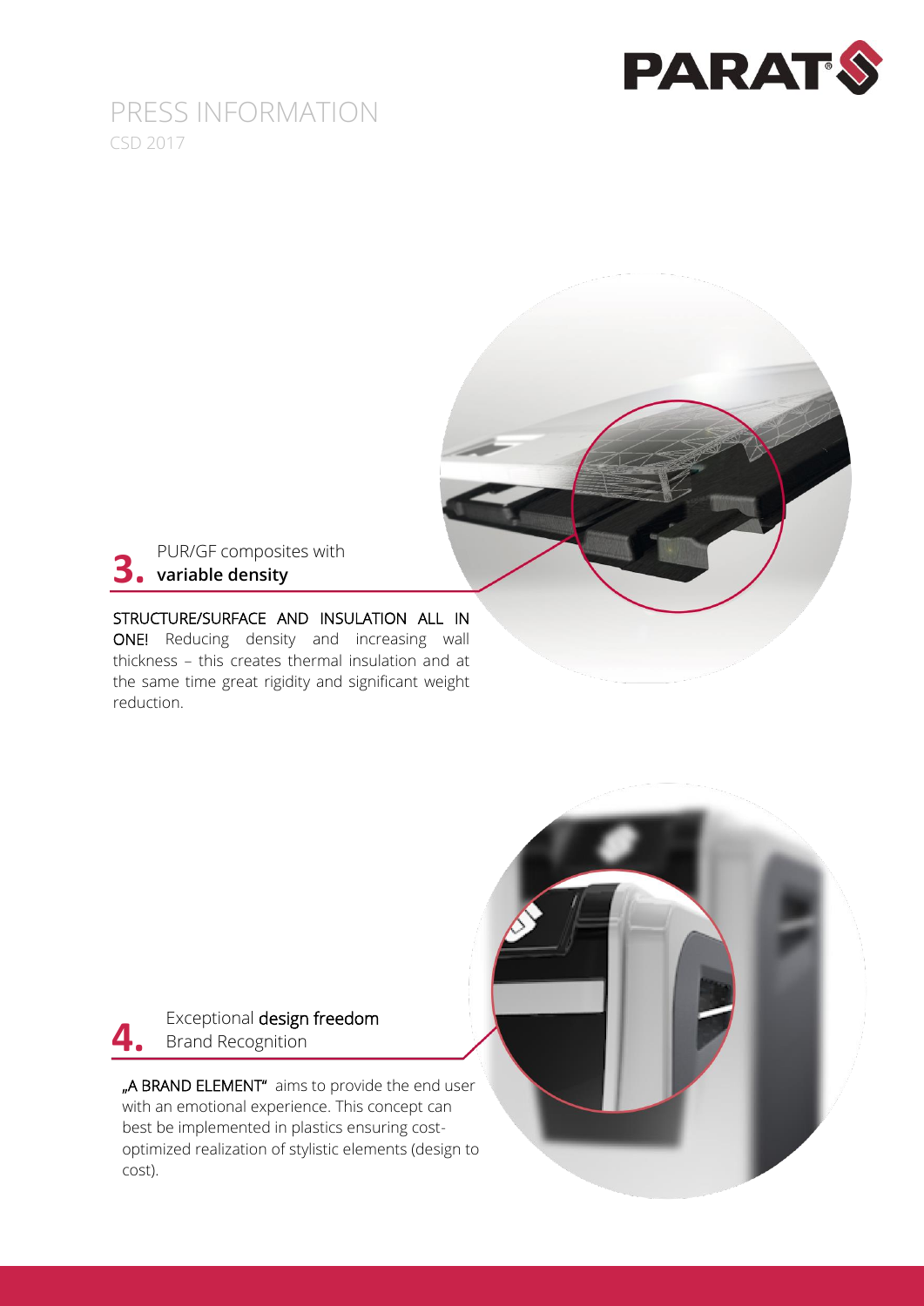# PRESS INFORMATION

CSD 2017

## 3. PUR/GF composites with **variable density**

STRUCTURE/SURFACE AND INSULATION ALL IN ONE! Reducing density and increasing wall thickness – this creates thermal insulation and at the same time great rigidity and significant weight reduction.

## 4. Exceptional **design freedom** Brand Recognition

„A BRAND ELEMENT" aims to provide the end user with an emotional experience. This concept can best be implemented in plastics ensuring cost-optimized realization of stylistic elements (design to cost).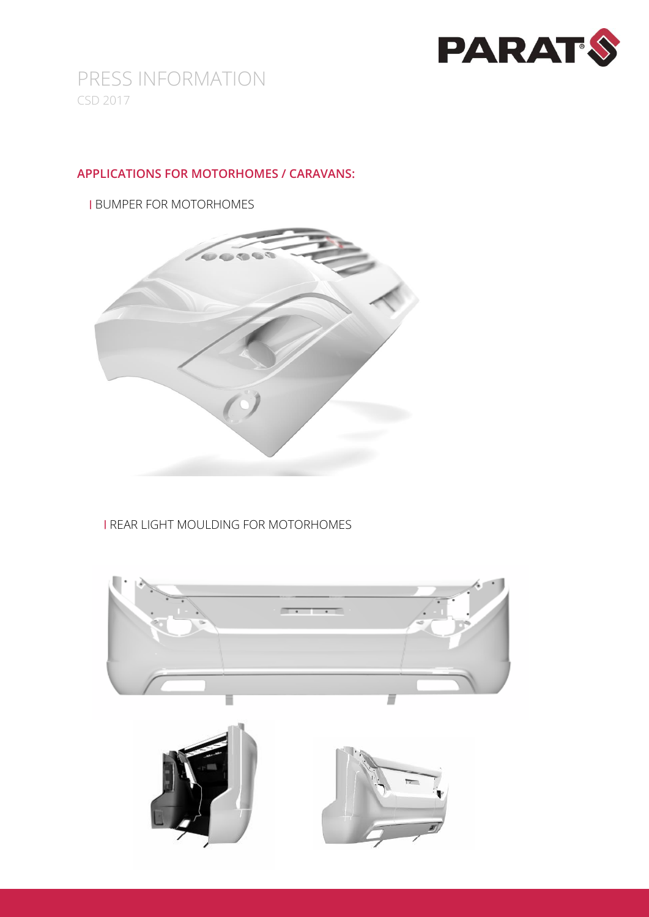# PRESS INFORMATION

CSD 2017

## APPLICATIONS FOR MOTORHOMES / CARAVANS:

| BUMPER FOR MOTORHOMES

| REAR LIGHT MOULDING FOR MOTORHOMES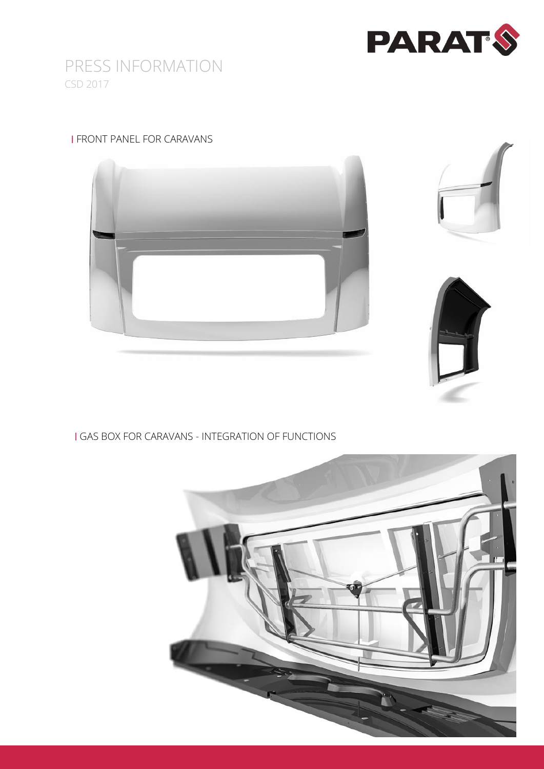# PRESS INFORMATION

CSD 2017

## FRONT PANEL FOR CARAVANS

## GAS BOX FOR CARAVANS - INTEGRATION OF FUNCTIONS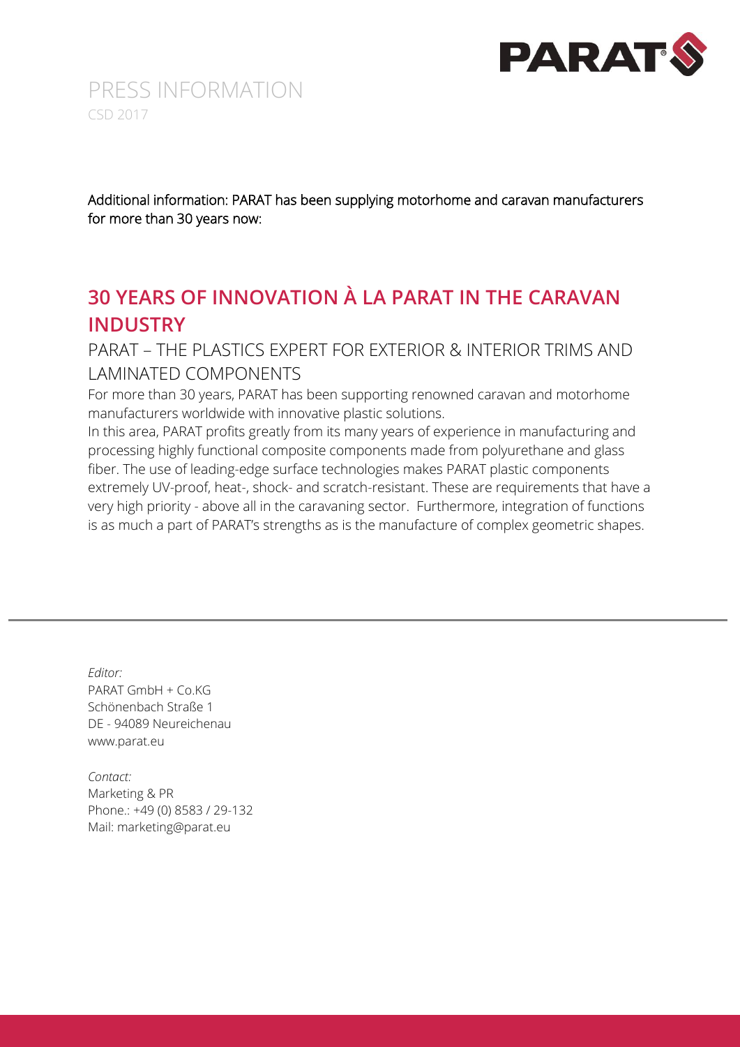# PRESS INFORMATION

CSD 2017

Additional information: PARAT has been supplying motorhome and caravan manufacturers for more than 30 years now:

## 30 YEARS OF INNOVATION À LA PARAT IN THE CARAVAN INDUSTRY

### PARAT – THE PLASTICS EXPERT FOR EXTERIOR & INTERIOR TRIMS AND LAMINATED COMPONENTS

For more than 30 years, PARAT has been supporting renowned caravan and motorhome manufacturers worldwide with innovative plastic solutions.

In this area, PARAT profits greatly from its many years of experience in manufacturing and processing highly functional composite components made from polyurethane and glass fiber. The use of leading-edge surface technologies makes PARAT plastic components extremely UV-proof, heat-, shock- and scratch-resistant. These are requirements that have a very high priority - above all in the caravaning sector. Furthermore, integration of functions is as much a part of PARAT's strengths as is the manufacture of complex geometric shapes.

---

*Editor:*
PARAT GmbH + Co.KG
Schönenbach Straße 1
DE - 94089 Neureichenau
www.parat.eu

*Contact:*
Marketing & PR
Phone.: +49 (0) 8583 / 29-132
Mail: marketing@parat.eu